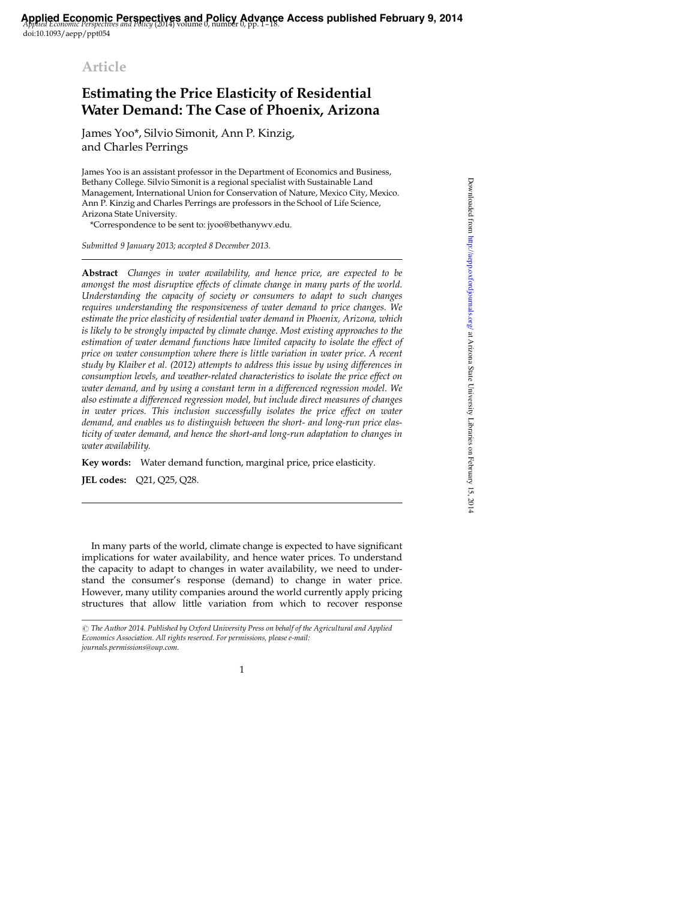Article

# Estimating the Price Elasticity of Residential Water Demand: The Case of Phoenix, Arizona

James Yoo*, Silvio Simonit, Ann P. Kinzig, and Charles Perrings

James Yoo is an assistant professor in the Department of Economics and Business, Bethany College. Silvio Simonit is a regional specialist with Sustainable Land Management, International Union for Conservation of Nature, Mexico City, Mexico. Ann P. Kinzig and Charles Perrings are professors in the School of Life Science, Arizona State University.

*Correspondence to be sent to: jyoo@bethanywv.edu.

*Submitted 9 January 2013; accepted 8 December 2013.*

---

**Abstract** *Changes in water availability, and hence price, are expected to be amongst the most disruptive effects of climate change in many parts of the world. Understanding the capacity of society or consumers to adapt to such changes requires understanding the responsiveness of water demand to price changes. We estimate the price elasticity of residential water demand in Phoenix, Arizona, which is likely to be strongly impacted by climate change. Most existing approaches to the estimation of water demand functions have limited capacity to isolate the effect of price on water consumption where there is little variation in water price. A recent study by Klaiber et al. (2012) attempts to address this issue by using differences in consumption levels, and weather-related characteristics to isolate the price effect on water demand, and by using a constant term in a differenced regression model. We also estimate a differenced regression model, but include direct measures of changes in water prices. This inclusion successfully isolates the price effect on water demand, and enables us to distinguish between the short- and long-run price elasticity of water demand, and hence the short-and long-run adaptation to changes in water availability.*

**Key words:** Water demand function, marginal price, price elasticity.

**JEL codes:** Q21, Q25, Q28.

---

In many parts of the world, climate change is expected to have significant implications for water availability, and hence water prices. To understand the capacity to adapt to changes in water availability, we need to understand the consumer's response (demand) to change in water price. However, many utility companies around the world currently apply pricing structures that allow little variation from which to recover response

© The Author 2014. Published by Oxford University Press on behalf of the Agricultural and Applied Economics Association. All rights reserved. For permissions, please e-mail: journals.permissions@oup.com.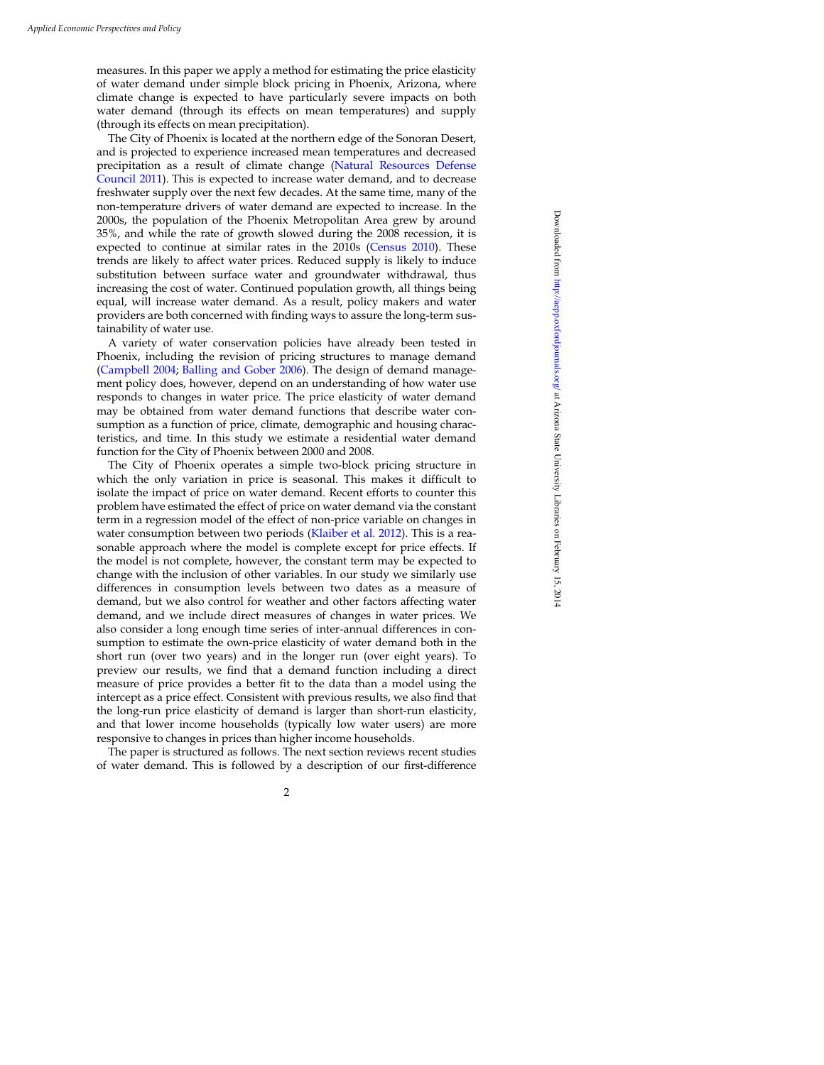measures. In this paper we apply a method for estimating the price elasticity of water demand under simple block pricing in Phoenix, Arizona, where climate change is expected to have particularly severe impacts on both water demand (through its effects on mean temperatures) and supply (through its effects on mean precipitation).

The City of Phoenix is located at the northern edge of the Sonoran Desert, and is projected to experience increased mean temperatures and decreased precipitation as a result of climate change (Natural Resources Defense Council 2011). This is expected to increase water demand, and to decrease freshwater supply over the next few decades. At the same time, many of the non-temperature drivers of water demand are expected to increase. In the 2000s, the population of the Phoenix Metropolitan Area grew by around 35%, and while the rate of growth slowed during the 2008 recession, it is expected to continue at similar rates in the 2010s (Census 2010). These trends are likely to affect water prices. Reduced supply is likely to induce substitution between surface water and groundwater withdrawal, thus increasing the cost of water. Continued population growth, all things being equal, will increase water demand. As a result, policy makers and water providers are both concerned with finding ways to assure the long-term sustainability of water use.

A variety of water conservation policies have already been tested in Phoenix, including the revision of pricing structures to manage demand (Campbell 2004; Balling and Gober 2006). The design of demand management policy does, however, depend on an understanding of how water use responds to changes in water price. The price elasticity of water demand may be obtained from water demand functions that describe water consumption as a function of price, climate, demographic and housing characteristics, and time. In this study we estimate a residential water demand function for the City of Phoenix between 2000 and 2008.

The City of Phoenix operates a simple two-block pricing structure in which the only variation in price is seasonal. This makes it difficult to isolate the impact of price on water demand. Recent efforts to counter this problem have estimated the effect of price on water demand via the constant term in a regression model of the effect of non-price variable on changes in water consumption between two periods (Klaiber et al. 2012). This is a reasonable approach where the model is complete except for price effects. If the model is not complete, however, the constant term may be expected to change with the inclusion of other variables. In our study we similarly use differences in consumption levels between two dates as a measure of demand, but we also control for weather and other factors affecting water demand, and we include direct measures of changes in water prices. We also consider a long enough time series of inter-annual differences in consumption to estimate the own-price elasticity of water demand both in the short run (over two years) and in the longer run (over eight years). To preview our results, we find that a demand function including a direct measure of price provides a better fit to the data than a model using the intercept as a price effect. Consistent with previous results, we also find that the long-run price elasticity of demand is larger than short-run elasticity, and that lower income households (typically low water users) are more responsive to changes in prices than higher income households.

The paper is structured as follows. The next section reviews recent studies of water demand. This is followed by a description of our first-difference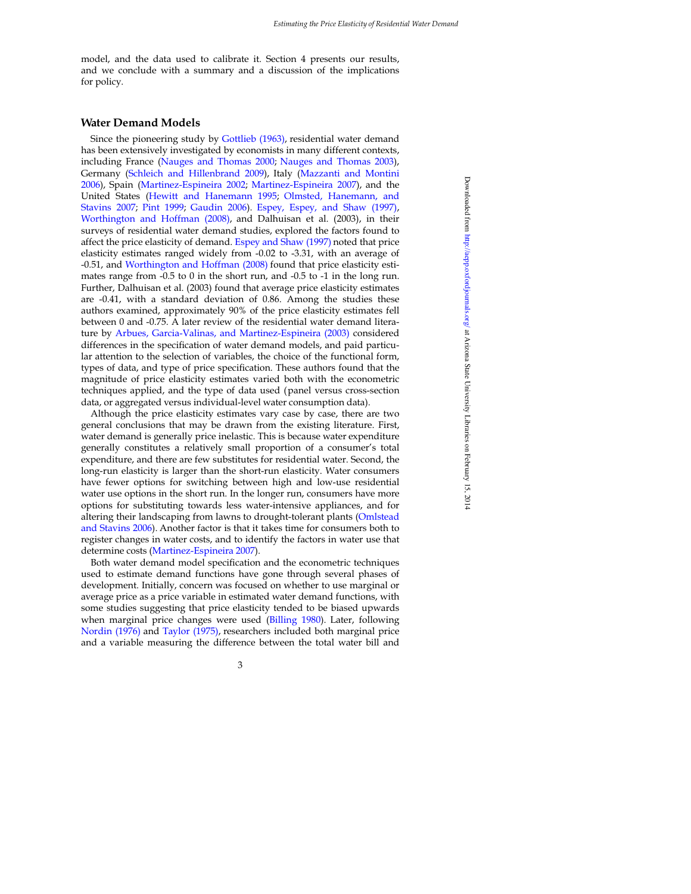model, and the data used to calibrate it. Section 4 presents our results, and we conclude with a summary and a discussion of the implications for policy.

## Water Demand Models

Since the pioneering study by Gottlieb (1963), residential water demand has been extensively investigated by economists in many different contexts, including France (Nauges and Thomas 2000; Nauges and Thomas 2003), Germany (Schleich and Hillenbrand 2009), Italy (Mazzanti and Montini 2006), Spain (Martinez-Espineira 2002; Martinez-Espineira 2007), and the United States (Hewitt and Hanemann 1995; Olmsted, Hanemann, and Stavins 2007; Pint 1999; Gaudin 2006). Espey, Espey, and Shaw (1997), Worthington and Hoffman (2008), and Dalhuisan et al. (2003), in their surveys of residential water demand studies, explored the factors found to affect the price elasticity of demand. Espey and Shaw (1997) noted that price elasticity estimates ranged widely from -0.02 to -3.31, with an average of -0.51, and Worthington and Hoffman (2008) found that price elasticity estimates range from -0.5 to 0 in the short run, and -0.5 to -1 in the long run. Further, Dalhuisan et al. (2003) found that average price elasticity estimates are -0.41, with a standard deviation of 0.86. Among the studies these authors examined, approximately 90% of the price elasticity estimates fell between 0 and -0.75. A later review of the residential water demand literature by Arbues, Garcia-Valinas, and Martinez-Espineira (2003) considered differences in the specification of water demand models, and paid particular attention to the selection of variables, the choice of the functional form, types of data, and type of price specification. These authors found that the magnitude of price elasticity estimates varied both with the econometric techniques applied, and the type of data used (panel versus cross-section data, or aggregated versus individual-level water consumption data).

Although the price elasticity estimates vary case by case, there are two general conclusions that may be drawn from the existing literature. First, water demand is generally price inelastic. This is because water expenditure generally constitutes a relatively small proportion of a consumer's total expenditure, and there are few substitutes for residential water. Second, the long-run elasticity is larger than the short-run elasticity. Water consumers have fewer options for switching between high and low-use residential water use options in the short run. In the longer run, consumers have more options for substituting towards less water-intensive appliances, and for altering their landscaping from lawns to drought-tolerant plants (Omlstead and Stavins 2006). Another factor is that it takes time for consumers both to register changes in water costs, and to identify the factors in water use that determine costs (Martinez-Espineira 2007).

Both water demand model specification and the econometric techniques used to estimate demand functions have gone through several phases of development. Initially, concern was focused on whether to use marginal or average price as a price variable in estimated water demand functions, with some studies suggesting that price elasticity tended to be biased upwards when marginal price changes were used (Billing 1980). Later, following Nordin (1976) and Taylor (1975), researchers included both marginal price and a variable measuring the difference between the total water bill and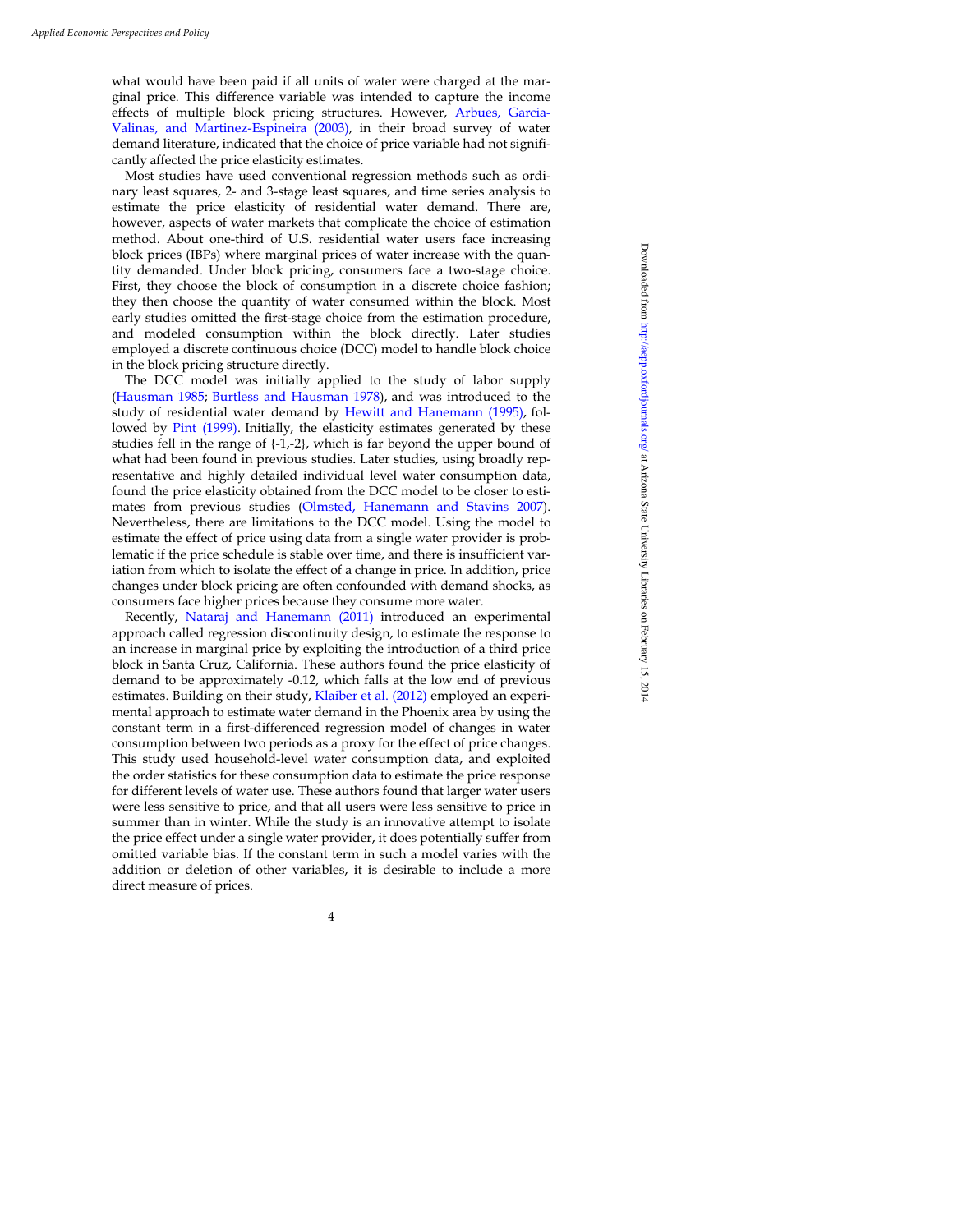what would have been paid if all units of water were charged at the marginal price. This difference variable was intended to capture the income effects of multiple block pricing structures. However, Arbues, Garcia-Valinas, and Martinez-Espineira (2003), in their broad survey of water demand literature, indicated that the choice of price variable had not significantly affected the price elasticity estimates.

Most studies have used conventional regression methods such as ordinary least squares, 2- and 3-stage least squares, and time series analysis to estimate the price elasticity of residential water demand. There are, however, aspects of water markets that complicate the choice of estimation method. About one-third of U.S. residential water users face increasing block prices (IBPs) where marginal prices of water increase with the quantity demanded. Under block pricing, consumers face a two-stage choice. First, they choose the block of consumption in a discrete choice fashion; they then choose the quantity of water consumed within the block. Most early studies omitted the first-stage choice from the estimation procedure, and modeled consumption within the block directly. Later studies employed a discrete continuous choice (DCC) model to handle block choice in the block pricing structure directly.

The DCC model was initially applied to the study of labor supply (Hausman 1985; Burtless and Hausman 1978), and was introduced to the study of residential water demand by Hewitt and Hanemann (1995), followed by Pint (1999). Initially, the elasticity estimates generated by these studies fell in the range of {-1,-2}, which is far beyond the upper bound of what had been found in previous studies. Later studies, using broadly representative and highly detailed individual level water consumption data, found the price elasticity obtained from the DCC model to be closer to estimates from previous studies (Olmsted, Hanemann and Stavins 2007). Nevertheless, there are limitations to the DCC model. Using the model to estimate the effect of price using data from a single water provider is problematic if the price schedule is stable over time, and there is insufficient variation from which to isolate the effect of a change in price. In addition, price changes under block pricing are often confounded with demand shocks, as consumers face higher prices because they consume more water.

Recently, Nataraj and Hanemann (2011) introduced an experimental approach called regression discontinuity design, to estimate the response to an increase in marginal price by exploiting the introduction of a third price block in Santa Cruz, California. These authors found the price elasticity of demand to be approximately -0.12, which falls at the low end of previous estimates. Building on their study, Klaiber et al. (2012) employed an experimental approach to estimate water demand in the Phoenix area by using the constant term in a first-differenced regression model of changes in water consumption between two periods as a proxy for the effect of price changes. This study used household-level water consumption data, and exploited the order statistics for these consumption data to estimate the price response for different levels of water use. These authors found that larger water users were less sensitive to price, and that all users were less sensitive to price in summer than in winter. While the study is an innovative attempt to isolate the price effect under a single water provider, it does potentially suffer from omitted variable bias. If the constant term in such a model varies with the addition or deletion of other variables, it is desirable to include a more direct measure of prices.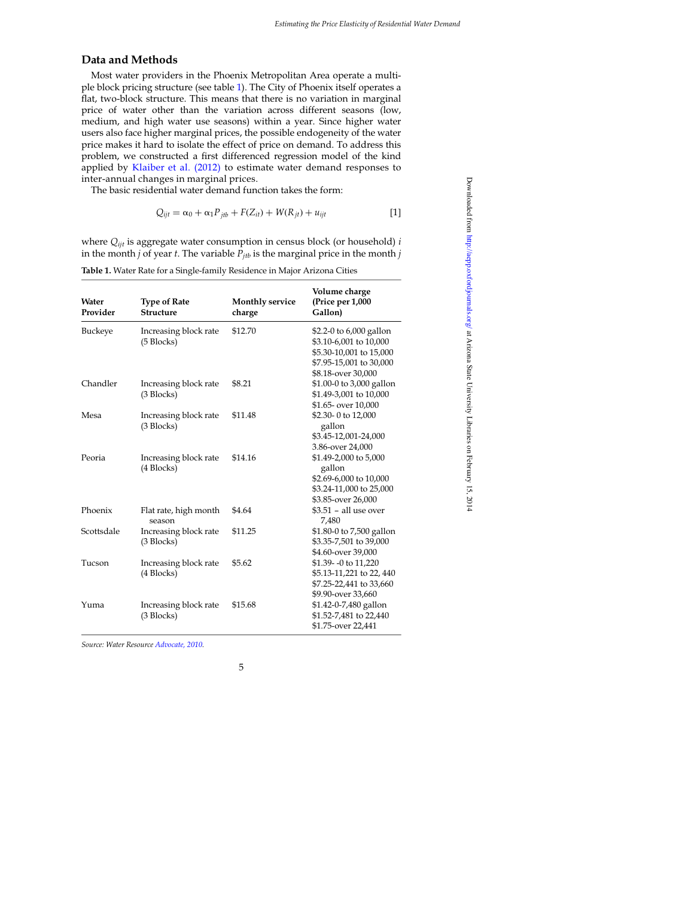## Data and Methods

Most water providers in the Phoenix Metropolitan Area operate a multiple block pricing structure (see table 1). The City of Phoenix itself operates a flat, two-block structure. This means that there is no variation in marginal price of water other than the variation across different seasons (low, medium, and high water use seasons) within a year. Since higher water users also face higher marginal prices, the possible endogeneity of the water price makes it hard to isolate the effect of price on demand. To address this problem, we constructed a first differenced regression model of the kind applied by Klaiber et al. (2012) to estimate water demand responses to inter-annual changes in marginal prices.

The basic residential water demand function takes the form:

$$Q_{ijt} = \alpha_0 + \alpha_1 P_{jtb} + F(Z_{it}) + W(R_{jt}) + u_{ijt} \quad [1]$$

where $Q_{ijt}$ is aggregate water consumption in census block (or household) $i$ in the month $j$ of year $t$. The variable $P_{jtb}$ is the marginal price in the month $j$

**Table 1.** Water Rate for a Single-family Residence in Major Arizona Cities

| Water Provider | Type of Rate Structure | Monthly service charge | Volume charge (Price per 1,000 Gallon) |
|---|---|---|---|
| Buckeye | Increasing block rate (5 Blocks) | $12.70 | $2.2-0 to 6,000 gallon<br>$3.10-6,001 to 10,000<br>$5.30-10,001 to 15,000<br>$7.95-15,001 to 30,000<br>$8.18-over 30,000 |
| Chandler | Increasing block rate (3 Blocks) | $8.21 | $1.00-0 to 3,000 gallon<br>$1.49-3,001 to 10,000<br>$1.65- over 10,000 |
| Mesa | Increasing block rate (3 Blocks) | $11.48 | $2.30- 0 to 12,000 gallon<br>$3.45-12,001-24,000<br>3.86-over 24,000 |
| Peoria | Increasing block rate (4 Blocks) | $14.16 | $1.49-2,000 to 5,000 gallon<br>$2.69-6,000 to 10,000<br>$3.24-11,000 to 25,000<br>$3.85-over 26,000 |
| Phoenix | Flat rate, high month season | $4.64 | $3.51 – all use over 7,480 |
| Scottsdale | Increasing block rate (3 Blocks) | $11.25 | $1.80-0 to 7,500 gallon<br>$3.35-7,501 to 39,000<br>$4.60-over 39,000 |
| Tucson | Increasing block rate (4 Blocks) | $5.62 | $1.39- -0 to 11,220<br>$5.13-11,221 to 22, 440<br>$7.25-22,441 to 33,660<br>$9.90-over 33,660 |
| Yuma | Increasing block rate (3 Blocks) | $15.68 | $1.42-0-7,480 gallon<br>$1.52-7,481 to 22,440<br>$1.75-over 22,441 |

*Source: Water Resource Advocate, 2010.*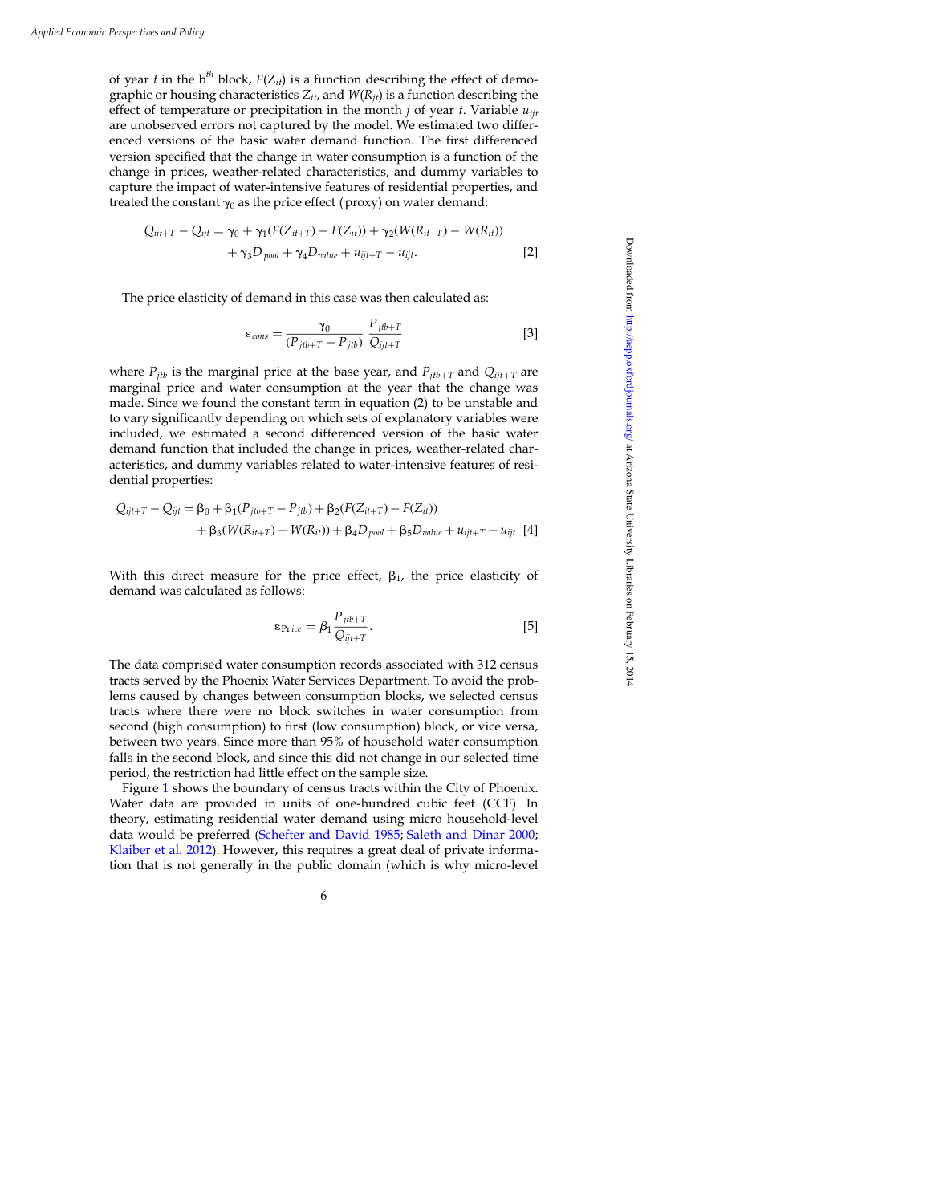of year $t$ in the $b^{th}$ block, $F(Z_{it})$ is a function describing the effect of demographic or housing characteristics $Z_{it}$, and $W(R_{jt})$ is a function describing the effect of temperature or precipitation in the month $j$ of year $t$. Variable $u_{ijt}$ are unobserved errors not captured by the model. We estimated two differenced versions of the basic water demand function. The first differenced version specified that the change in water consumption is a function of the change in prices, weather-related characteristics, and dummy variables to capture the impact of water-intensive features of residential properties, and treated the constant $\gamma_0$ as the price effect (proxy) on water demand:

$$Q_{ijt+T} - Q_{ijt} = \gamma_0 + \gamma_1(F(Z_{it+T}) - F(Z_{it})) + \gamma_2(W(R_{it+T}) - W(R_{it})) + \gamma_3 D_{pool} + \gamma_4 D_{value} + u_{ijt+T} - u_{ijt}. \quad [2]$$

The price elasticity of demand in this case was then calculated as:

$$\varepsilon_{cons} = \frac{\gamma_0}{(P_{jtb+T} - P_{jtb})} \frac{P_{jtb+T}}{Q_{ijt+T}} \quad [3]$$

where $P_{jtb}$ is the marginal price at the base year, and $P_{jtb+T}$ and $Q_{ijt+T}$ are marginal price and water consumption at the year that the change was made. Since we found the constant term in equation (2) to be unstable and to vary significantly depending on which sets of explanatory variables were included, we estimated a second differenced version of the basic water demand function that included the change in prices, weather-related characteristics, and dummy variables related to water-intensive features of residential properties:

$$Q_{ijt+T} - Q_{ijt} = \beta_0 + \beta_1(P_{jtb+T} - P_{jtb}) + \beta_2(F(Z_{it+T}) - F(Z_{it})) + \beta_3(W(R_{it+T}) - W(R_{it})) + \beta_4 D_{pool} + \beta_5 D_{value} + u_{ijt+T} - u_{ijt} \quad [4]$$

With this direct measure for the price effect, $\beta_1$, the price elasticity of demand was calculated as follows:

$$\varepsilon_{Price} = \beta_1 \frac{P_{jtb+T}}{Q_{ijt+T}}. \quad [5]$$

The data comprised water consumption records associated with 312 census tracts served by the Phoenix Water Services Department. To avoid the problems caused by changes between consumption blocks, we selected census tracts where there were no block switches in water consumption from second (high consumption) to first (low consumption) block, or vice versa, between two years. Since more than 95% of household water consumption falls in the second block, and since this did not change in our selected time period, the restriction had little effect on the sample size.

Figure 1 shows the boundary of census tracts within the City of Phoenix. Water data are provided in units of one-hundred cubic feet (CCF). In theory, estimating residential water demand using micro household-level data would be preferred (Schefter and David 1985; Saleth and Dinar 2000; Klaiber et al. 2012). However, this requires a great deal of private information that is not generally in the public domain (which is why micro-level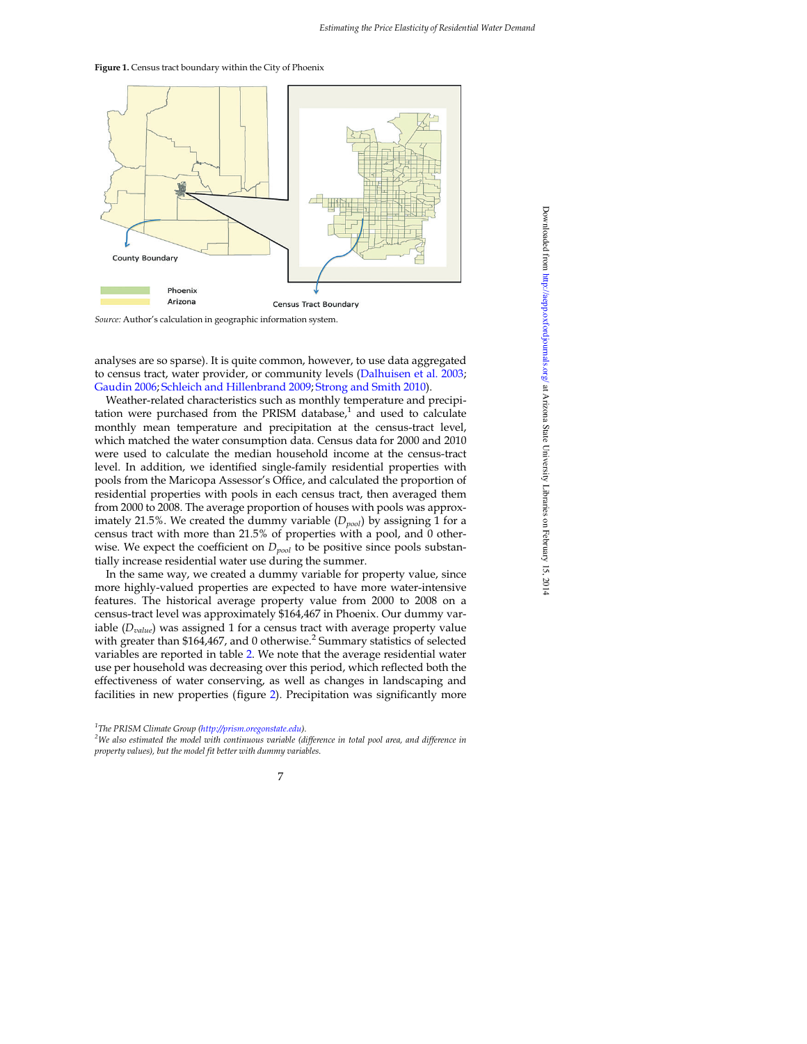**Figure 1.** Census tract boundary within the City of Phoenix

*Source:* Author's calculation in geographic information system.

analyses are so sparse). It is quite common, however, to use data aggregated to census tract, water provider, or community levels (Dalhuisen et al. 2003; Gaudin 2006; Schleich and Hillenbrand 2009; Strong and Smith 2010).

Weather-related characteristics such as monthly temperature and precipitation were purchased from the PRISM database,[1] and used to calculate monthly mean temperature and precipitation at the census-tract level, which matched the water consumption data. Census data for 2000 and 2010 were used to calculate the median household income at the census-tract level. In addition, we identified single-family residential properties with pools from the Maricopa Assessor's Office, and calculated the proportion of residential properties with pools in each census tract, then averaged them from 2000 to 2008. The average proportion of houses with pools was approximately 21.5%. We created the dummy variable ($D_{pool}$) by assigning 1 for a census tract with more than 21.5% of properties with a pool, and 0 otherwise. We expect the coefficient on $D_{pool}$ to be positive since pools substantially increase residential water use during the summer.

In the same way, we created a dummy variable for property value, since more highly-valued properties are expected to have more water-intensive features. The historical average property value from 2000 to 2008 on a census-tract level was approximately $164,467 in Phoenix. Our dummy variable ($D_{value}$) was assigned 1 for a census tract with average property value with greater than $164,467, and 0 otherwise.[2] Summary statistics of selected variables are reported in table 2. We note that the average residential water use per household was decreasing over this period, which reflected both the effectiveness of water conserving, as well as changes in landscaping and facilities in new properties (figure 2). Precipitation was significantly more

---

[1] *The PRISM Climate Group (http://prism.oregonstate.edu).*

[2] *We also estimated the model with continuous variable (difference in total pool area, and difference in property values), but the model fit better with dummy variables.*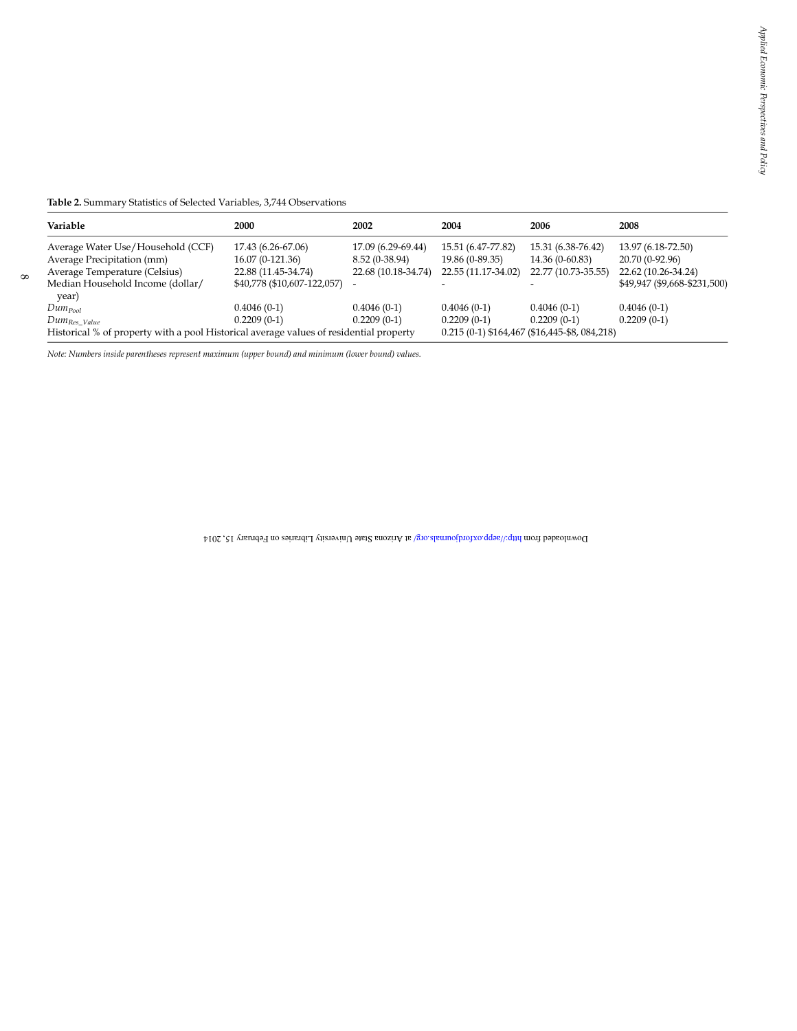**Table 2.** Summary Statistics of Selected Variables, 3,744 Observations

| Variable | 2000 | 2002 | 2004 | 2006 | 2008 |
|---|---|---|---|---|---|
| Average Water Use/Household (CCF) | 17.43 (6.26-67.06) | 17.09 (6.29-69.44) | 15.51 (6.47-77.82) | 15.31 (6.38-76.42) | 13.97 (6.18-72.50) |
| Average Precipitation (mm) | 16.07 (0-121.36) | 8.52 (0-38.94) | 19.86 (0-89.35) | 14.36 (0-60.83) | 20.70 (0-92.96) |
| Average Temperature (Celsius) | 22.88 (11.45-34.74) | 22.68 (10.18-34.74) | 22.55 (11.17-34.02) | 22.77 (10.73-35.55) | 22.62 (10.26-34.24) |
| Median Household Income (dollar/year) | $40,778 ($10,607-122,057) | - | - | - | $49,947 ($9,668-$231,500) |
| $Dum_{Pool}$ | 0.4046 (0-1) | 0.4046 (0-1) | 0.4046 (0-1) | 0.4046 (0-1) | 0.4046 (0-1) |
| $Dum_{Res\_Value}$ | 0.2209 (0-1) | 0.2209 (0-1) | 0.2209 (0-1) | 0.2209 (0-1) | 0.2209 (0-1) |
| Historical % of property with a pool Historical average values of residential property | | | 0.215 (0-1) $164,467 ($16,445-$8, 084,218) | | |

*Note: Numbers inside parentheses represent maximum (upper bound) and minimum (lower bound) values.*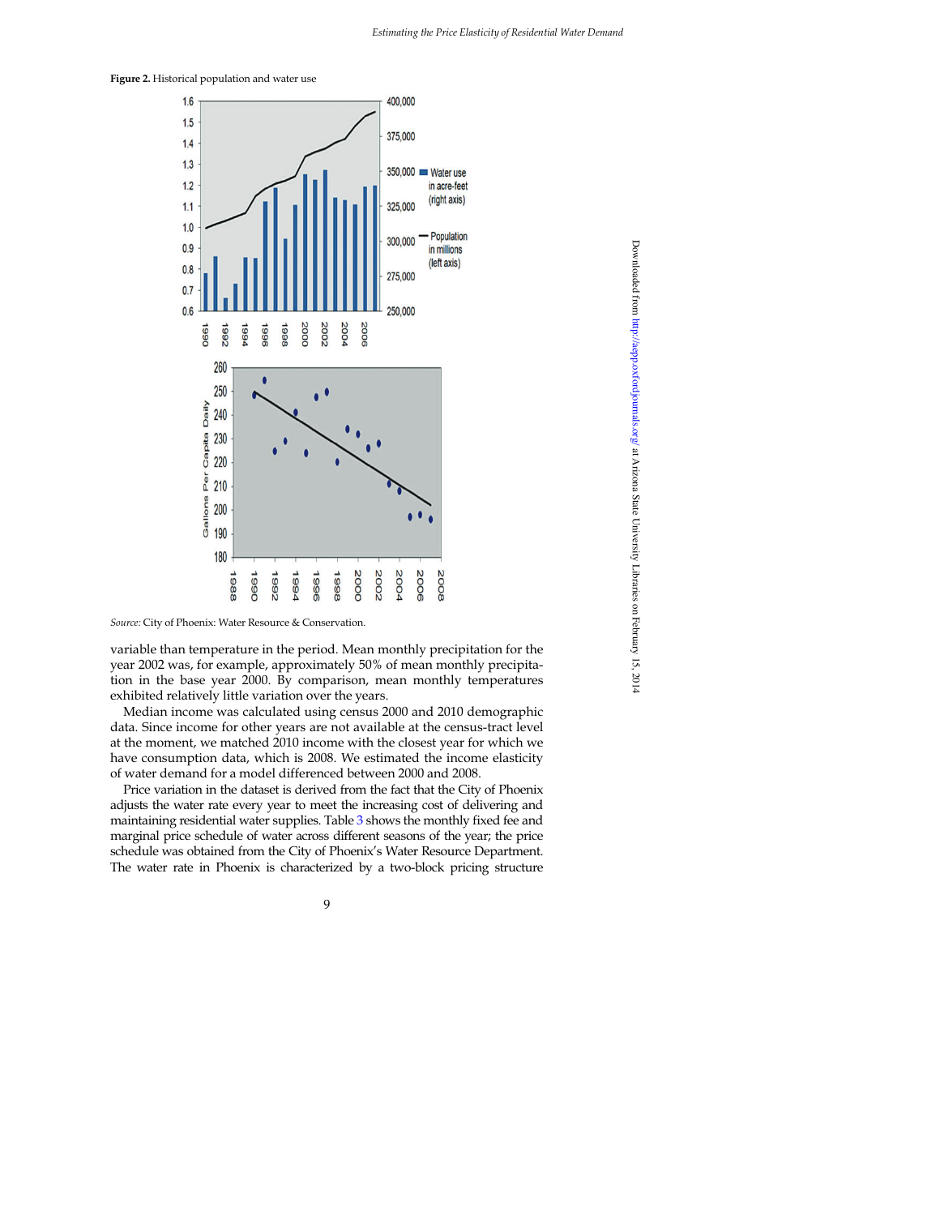**Figure 2.** Historical population and water use

*Source:* City of Phoenix: Water Resource & Conservation.

variable than temperature in the period. Mean monthly precipitation for the year 2002 was, for example, approximately 50% of mean monthly precipitation in the base year 2000. By comparison, mean monthly temperatures exhibited relatively little variation over the years.

Median income was calculated using census 2000 and 2010 demographic data. Since income for other years are not available at the census-tract level at the moment, we matched 2010 income with the closest year for which we have consumption data, which is 2008. We estimated the income elasticity of water demand for a model differenced between 2000 and 2008.

Price variation in the dataset is derived from the fact that the City of Phoenix adjusts the water rate every year to meet the increasing cost of delivering and maintaining residential water supplies. Table 3 shows the monthly fixed fee and marginal price schedule of water across different seasons of the year; the price schedule was obtained from the City of Phoenix's Water Resource Department. The water rate in Phoenix is characterized by a two-block pricing structure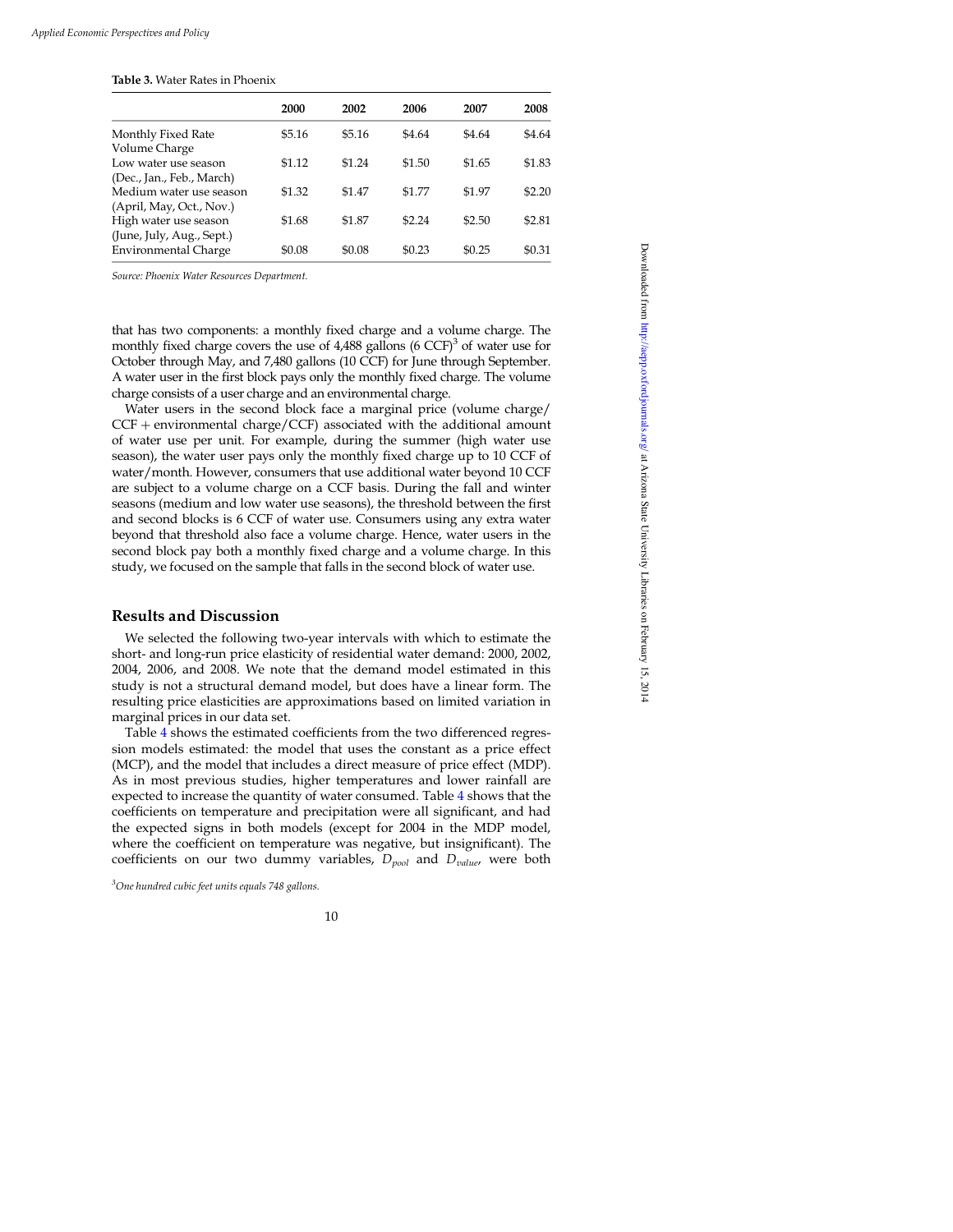**Table 3.** Water Rates in Phoenix

| | 2000 | 2002 | 2006 | 2007 | 2008 |
|---|---|---|---|---|---|
| Monthly Fixed Rate | $5.16 | $5.16 | $4.64 | $4.64 | $4.64 |
| Volume Charge | | | | | |
| Low water use season (Dec., Jan., Feb., March) | $1.12 | $1.24 | $1.50 | $1.65 | $1.83 |
| Medium water use season (April, May, Oct., Nov.) | $1.32 | $1.47 | $1.77 | $1.97 | $2.20 |
| High water use season (June, July, Aug., Sept.) | $1.68 | $1.87 | $2.24 | $2.50 | $2.81 |
| Environmental Charge | $0.08 | $0.08 | $0.23 | $0.25 | $0.31 |

*Source: Phoenix Water Resources Department.*

that has two components: a monthly fixed charge and a volume charge. The monthly fixed charge covers the use of 4,488 gallons (6 CCF)[3] of water use for October through May, and 7,480 gallons (10 CCF) for June through September. A water user in the first block pays only the monthly fixed charge. The volume charge consists of a user charge and an environmental charge.

Water users in the second block face a marginal price (volume charge/CCF + environmental charge/CCF) associated with the additional amount of water use per unit. For example, during the summer (high water use season), the water user pays only the monthly fixed charge up to 10 CCF of water/month. However, consumers that use additional water beyond 10 CCF are subject to a volume charge on a CCF basis. During the fall and winter seasons (medium and low water use seasons), the threshold between the first and second blocks is 6 CCF of water use. Consumers using any extra water beyond that threshold also face a volume charge. Hence, water users in the second block pay both a monthly fixed charge and a volume charge. In this study, we focused on the sample that falls in the second block of water use.

## Results and Discussion

We selected the following two-year intervals with which to estimate the short- and long-run price elasticity of residential water demand: 2000, 2002, 2004, 2006, and 2008. We note that the demand model estimated in this study is not a structural demand model, but does have a linear form. The resulting price elasticities are approximations based on limited variation in marginal prices in our data set.

Table 4 shows the estimated coefficients from the two differenced regression models estimated: the model that uses the constant as a price effect (MCP), and the model that includes a direct measure of price effect (MDP). As in most previous studies, higher temperatures and lower rainfall are expected to increase the quantity of water consumed. Table 4 shows that the coefficients on temperature and precipitation were all significant, and had the expected signs in both models (except for 2004 in the MDP model, where the coefficient on temperature was negative, but insignificant). The coefficients on our two dummy variables, $D_{pool}$ and $D_{value}$, were both

[3] *One hundred cubic feet units equals 748 gallons.*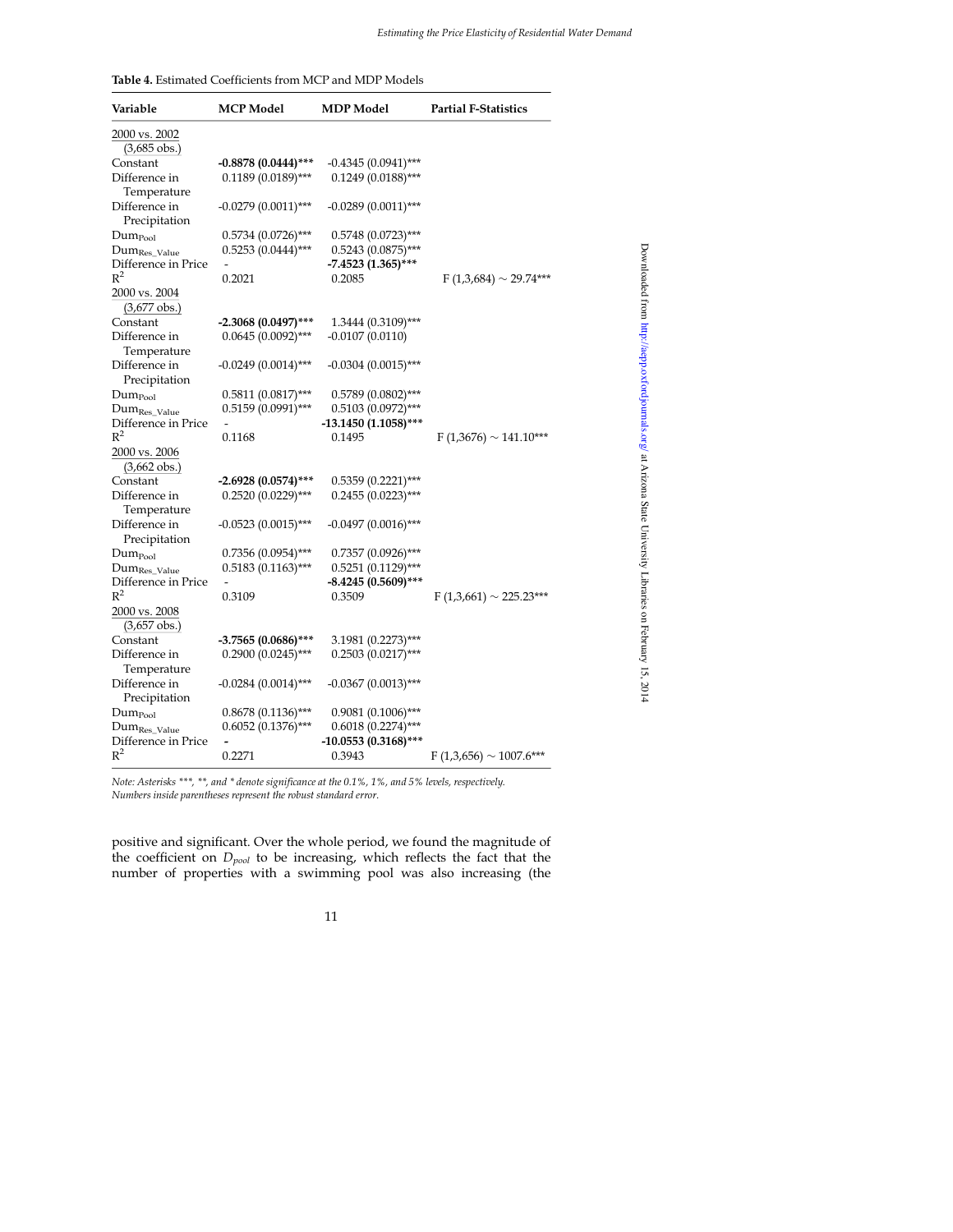**Table 4.** Estimated Coefficients from MCP and MDP Models

| Variable | MCP Model | MDP Model | Partial F-Statistics |
|---|---|---|---|
| 2000 vs. 2002 (3,685 obs.) | | | |
| Constant | **-0.8878 (0.0444)\*\*\*** | -0.4345 (0.0941)\*\*\* | |
| Difference in Temperature | 0.1189 (0.0189)\*\*\* | 0.1249 (0.0188)\*\*\* | |
| Difference in Precipitation | -0.0279 (0.0011)\*\*\* | -0.0289 (0.0011)\*\*\* | |
| $Dum_{Pool}$ | 0.5734 (0.0726)\*\*\* | 0.5748 (0.0723)\*\*\* | |
| $Dum_{Res\_Value}$ | 0.5253 (0.0444)\*\*\* | 0.5243 (0.0875)\*\*\* | |
| Difference in Price | - | **-7.4523 (1.365)\*\*\*** | |
| $R^2$ | 0.2021 | 0.2085 | F (1,3,684) ~ 29.74\*\*\* |
| 2000 vs. 2004 (3,677 obs.) | | | |
| Constant | **-2.3068 (0.0497)\*\*\*** | 1.3444 (0.3109)\*\*\* | |
| Difference in Temperature | 0.0645 (0.0092)\*\*\* | -0.0107 (0.0110) | |
| Difference in Precipitation | -0.0249 (0.0014)\*\*\* | -0.0304 (0.0015)\*\*\* | |
| $Dum_{Pool}$ | 0.5811 (0.0817)\*\*\* | 0.5789 (0.0802)\*\*\* | |
| $Dum_{Res\_Value}$ | 0.5159 (0.0991)\*\*\* | 0.5103 (0.0972)\*\*\* | |
| Difference in Price | - | **-13.1450 (1.1058)\*\*\*** | |
| $R^2$ | 0.1168 | 0.1495 | F (1,3676) ~ 141.10\*\*\* |
| 2000 vs. 2006 (3,662 obs.) | | | |
| Constant | **-2.6928 (0.0574)\*\*\*** | 0.5359 (0.2221)\*\*\* | |
| Difference in Temperature | 0.2520 (0.0229)\*\*\* | 0.2455 (0.0223)\*\*\* | |
| Difference in Precipitation | -0.0523 (0.0015)\*\*\* | -0.0497 (0.0016)\*\*\* | |
| $Dum_{Pool}$ | 0.7356 (0.0954)\*\*\* | 0.7357 (0.0926)\*\*\* | |
| $Dum_{Res\_Value}$ | 0.5183 (0.1163)\*\*\* | 0.5251 (0.1129)\*\*\* | |
| Difference in Price | - | **-8.4245 (0.5609)\*\*\*** | |
| $R^2$ | 0.3109 | 0.3509 | F (1,3,661) ~ 225.23\*\*\* |
| 2000 vs. 2008 (3,657 obs.) | | | |
| Constant | **-3.7565 (0.0686)\*\*\*** | 3.1981 (0.2273)\*\*\* | |
| Difference in Temperature | 0.2900 (0.0245)\*\*\* | 0.2503 (0.0217)\*\*\* | |
| Difference in Precipitation | -0.0284 (0.0014)\*\*\* | -0.0367 (0.0013)\*\*\* | |
| $Dum_{Pool}$ | 0.8678 (0.1136)\*\*\* | 0.9081 (0.1006)\*\*\* | |
| $Dum_{Res\_Value}$ | 0.6052 (0.1376)\*\*\* | 0.6018 (0.2274)\*\*\* | |
| Difference in Price | **-** | **-10.0553 (0.3168)\*\*\*** | |
| $R^2$ | 0.2271 | 0.3943 | F (1,3,656) ~ 1007.6\*\*\* |

*Note: Asterisks \*\*\*, \*\*, and \* denote significance at the 0.1%, 1%, and 5% levels, respectively. Numbers inside parentheses represent the robust standard error.*

positive and significant. Over the whole period, we found the magnitude of the coefficient on $D_{pool}$ to be increasing, which reflects the fact that the number of properties with a swimming pool was also increasing (the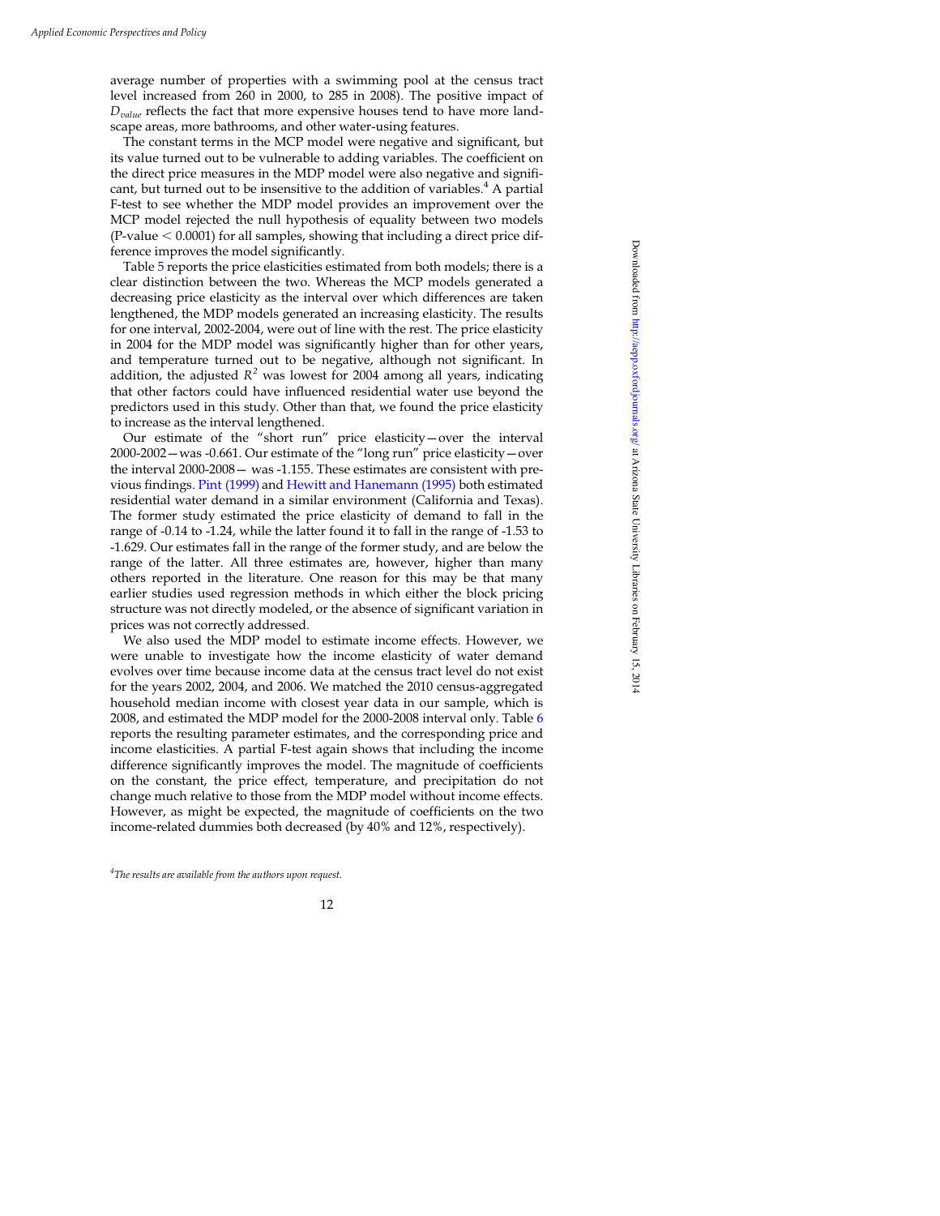average number of properties with a swimming pool at the census tract level increased from 260 in 2000, to 285 in 2008). The positive impact of $D_{value}$ reflects the fact that more expensive houses tend to have more landscape areas, more bathrooms, and other water-using features.

The constant terms in the MCP model were negative and significant, but its value turned out to be vulnerable to adding variables. The coefficient on the direct price measures in the MDP model were also negative and significant, but turned out to be insensitive to the addition of variables.[4] A partial F-test to see whether the MDP model provides an improvement over the MCP model rejected the null hypothesis of equality between two models (P-value $< 0.0001$) for all samples, showing that including a direct price difference improves the model significantly.

Table 5 reports the price elasticities estimated from both models; there is a clear distinction between the two. Whereas the MCP models generated a decreasing price elasticity as the interval over which differences are taken lengthened, the MDP models generated an increasing elasticity. The results for one interval, 2002-2004, were out of line with the rest. The price elasticity in 2004 for the MDP model was significantly higher than for other years, and temperature turned out to be negative, although not significant. In addition, the adjusted $R^2$ was lowest for 2004 among all years, indicating that other factors could have influenced residential water use beyond the predictors used in this study. Other than that, we found the price elasticity to increase as the interval lengthened.

Our estimate of the "short run" price elasticity—over the interval 2000-2002—was -0.661. Our estimate of the "long run" price elasticity—over the interval 2000-2008— was -1.155. These estimates are consistent with previous findings. Pint (1999) and Hewitt and Hanemann (1995) both estimated residential water demand in a similar environment (California and Texas). The former study estimated the price elasticity of demand to fall in the range of -0.14 to -1.24, while the latter found it to fall in the range of -1.53 to -1.629. Our estimates fall in the range of the former study, and are below the range of the latter. All three estimates are, however, higher than many others reported in the literature. One reason for this may be that many earlier studies used regression methods in which either the block pricing structure was not directly modeled, or the absence of significant variation in prices was not correctly addressed.

We also used the MDP model to estimate income effects. However, we were unable to investigate how the income elasticity of water demand evolves over time because income data at the census tract level do not exist for the years 2002, 2004, and 2006. We matched the 2010 census-aggregated household median income with closest year data in our sample, which is 2008, and estimated the MDP model for the 2000-2008 interval only. Table 6 reports the resulting parameter estimates, and the corresponding price and income elasticities. A partial F-test again shows that including the income difference significantly improves the model. The magnitude of coefficients on the constant, the price effect, temperature, and precipitation do not change much relative to those from the MDP model without income effects. However, as might be expected, the magnitude of coefficients on the two income-related dummies both decreased (by 40% and 12%, respectively).

[4] *The results are available from the authors upon request.*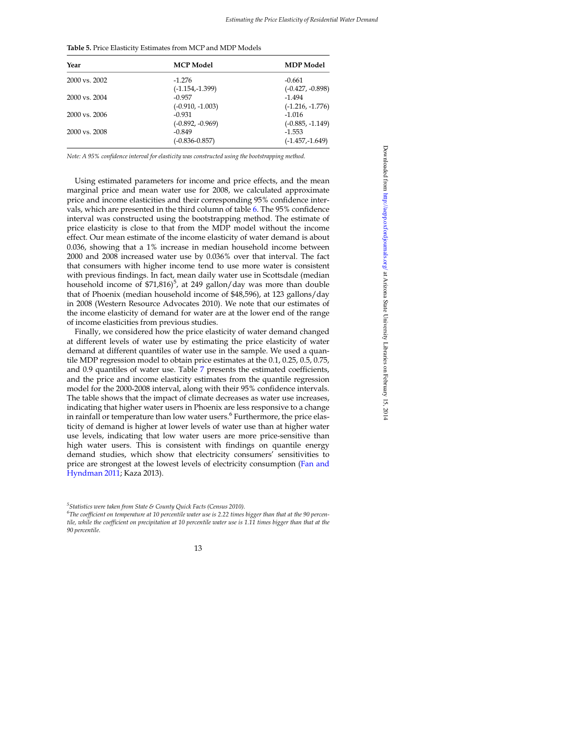**Table 5.** Price Elasticity Estimates from MCP and MDP Models

| Year | MCP Model | MDP Model |
|---|---|---|
| 2000 vs. 2002 | -1.276 | -0.661 |
| | (-1.154,-1.399) | (-0.427, -0.898) |
| 2000 vs. 2004 | -0.957 | -1.494 |
| | (-0.910, -1.003) | (-1.216, -1.776) |
| 2000 vs. 2006 | -0.931 | -1.016 |
| | (-0.892, -0.969) | (-0.885, -1.149) |
| 2000 vs. 2008 | -0.849 | -1.553 |
| | (-0.836-0.857) | (-1.457,-1.649) |

*Note: A 95% confidence interval for elasticity was constructed using the bootstrapping method.*

Using estimated parameters for income and price effects, and the mean marginal price and mean water use for 2008, we calculated approximate price and income elasticities and their corresponding 95% confidence intervals, which are presented in the third column of table 6. The 95% confidence interval was constructed using the bootstrapping method. The estimate of price elasticity is close to that from the MDP model without the income effect. Our mean estimate of the income elasticity of water demand is about 0.036, showing that a 1% increase in median household income between 2000 and 2008 increased water use by 0.036% over that interval. The fact that consumers with higher income tend to use more water is consistent with previous findings. In fact, mean daily water use in Scottsdale (median household income of $71,816)[5], at 249 gallon/day was more than double that of Phoenix (median household income of $48,596), at 123 gallons/day in 2008 (Western Resource Advocates 2010). We note that our estimates of the income elasticity of demand for water are at the lower end of the range of income elasticities from previous studies.

Finally, we considered how the price elasticity of water demand changed at different levels of water use by estimating the price elasticity of water demand at different quantiles of water use in the sample. We used a quantile MDP regression model to obtain price estimates at the 0.1, 0.25, 0.5, 0.75, and 0.9 quantiles of water use. Table 7 presents the estimated coefficients, and the price and income elasticity estimates from the quantile regression model for the 2000-2008 interval, along with their 95% confidence intervals. The table shows that the impact of climate decreases as water use increases, indicating that higher water users in Phoenix are less responsive to a change in rainfall or temperature than low water users.[6] Furthermore, the price elasticity of demand is higher at lower levels of water use than at higher water use levels, indicating that low water users are more price-sensitive than high water users. This is consistent with findings on quantile energy demand studies, which show that electricity consumers' sensitivities to price are strongest at the lowest levels of electricity consumption (Fan and Hyndman 2011; Kaza 2013).

[5] *Statistics were taken from State & County Quick Facts (Census 2010).*

[6] *The coefficient on temperature at 10 percentile water use is 2.22 times bigger than that at the 90 percentile, while the coefficient on precipitation at 10 percentile water use is 1.11 times bigger than that at the 90 percentile.*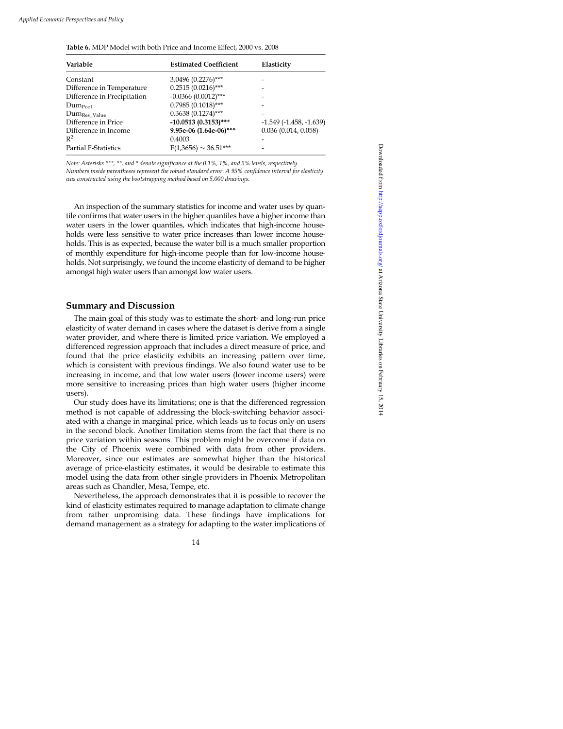**Table 6.** MDP Model with both Price and Income Effect, 2000 vs. 2008

| Variable | Estimated Coefficient | Elasticity |
|---|---|---|
| Constant | 3.0496 (0.2276)*** | - |
| Difference in Temperature | 0.2515 (0.0216)*** | - |
| Difference in Precipitation | -0.0366 (0.0012)*** | - |
| $Dum_{Pool}$ | 0.7985 (0.1018)*** | - |
| $Dum_{Res\_Value}$ | 0.3638 (0.1274)*** | - |
| Difference in Price | **-10.0513 (0.3153)*** ** | -1.549 (-1.458, -1.639) |
| Difference in Income | **9.95e-06 (1.64e-06)*** ** | 0.036 (0.014, 0.058) |
| $R^2$ | 0.4003 | - |
| Partial F-Statistics | $F(1,3656) \sim 36.51$*** | - |

*Note: Asterisks ***, **, and * denote significance at the 0.1%, 1%, and 5% levels, respectively. Numbers inside parentheses represent the robust standard error. A 95% confidence interval for elasticity was constructed using the bootstrapping method based on 5,000 drawings.*

An inspection of the summary statistics for income and water uses by quantile confirms that water users in the higher quantiles have a higher income than water users in the lower quantiles, which indicates that high-income households were less sensitive to water price increases than lower income households. This is as expected, because the water bill is a much smaller proportion of monthly expenditure for high-income people than for low-income households. Not surprisingly, we found the income elasticity of demand to be higher amongst high water users than amongst low water users.

## Summary and Discussion

The main goal of this study was to estimate the short- and long-run price elasticity of water demand in cases where the dataset is derive from a single water provider, and where there is limited price variation. We employed a differenced regression approach that includes a direct measure of price, and found that the price elasticity exhibits an increasing pattern over time, which is consistent with previous findings. We also found water use to be increasing in income, and that low water users (lower income users) were more sensitive to increasing prices than high water users (higher income users).

Our study does have its limitations; one is that the differenced regression method is not capable of addressing the block-switching behavior associated with a change in marginal price, which leads us to focus only on users in the second block. Another limitation stems from the fact that there is no price variation within seasons. This problem might be overcome if data on the City of Phoenix were combined with data from other providers. Moreover, since our estimates are somewhat higher than the historical average of price-elasticity estimates, it would be desirable to estimate this model using the data from other single providers in Phoenix Metropolitan areas such as Chandler, Mesa, Tempe, etc.

Nevertheless, the approach demonstrates that it is possible to recover the kind of elasticity estimates required to manage adaptation to climate change from rather unpromising data. These findings have implications for demand management as a strategy for adapting to the water implications of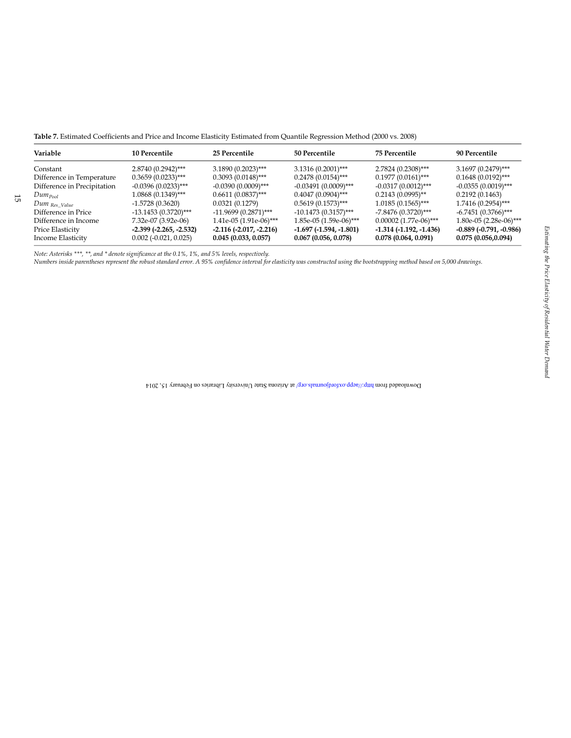**Table 7.** Estimated Coefficients and Price and Income Elasticity Estimated from Quantile Regression Method (2000 vs. 2008)

| Variable | 10 Percentile | 25 Percentile | 50 Percentile | 75 Percentile | 90 Percentile |
|---|---|---|---|---|---|
| Constant | 2.8740 (0.2942)*** | 3.1890 (0.2023)*** | 3.1316 (0.2001)*** | 2.7824 (0.2308)*** | 3.1697 (0.2479)*** |
| Difference in Temperature | 0.3659 (0.0233)*** | 0.3093 (0.0148)*** | 0.2478 (0.0154)*** | 0.1977 (0.0161)*** | 0.1648 (0.0192)*** |
| Difference in Precipitation | -0.0396 (0.0233)*** | -0.0390 (0.0009)*** | -0.03491 (0.0009)*** | -0.0317 (0.0012)*** | -0.0355 (0.0019)*** |
| $Dum_{Pool}$ | 1.0868 (0.1349)*** | 0.6611 (0.0837)*** | 0.4047 (0.0904)*** | 0.2143 (0.0995)** | 0.2192 (0.1463) |
| $Dum_{Res\_Value}$ | -1.5728 (0.3620) | 0.0321 (0.1279) | 0.5619 (0.1573)*** | 1.0185 (0.1565)*** | 1.7416 (0.2954)*** |
| Difference in Price | -13.1453 (0.3720)*** | -11.9699 (0.2871)*** | -10.1473 (0.3157)*** | -7.8476 (0.3720)*** | -6.7451 (0.3766)*** |
| Difference in Income | 7.32e-07 (3.92e-06) | 1.41e-05 (1.91e-06)*** | 1.85e-05 (1.59e-06)*** | 0.00002 (1.77e-06)*** | 1.80e-05 (2.28e-06)*** |
| Price Elasticity | **-2.399 (-2.265, -2.532)** | **-2.116 (-2.017, -2.216)** | **-1.697 (-1.594, -1.801)** | **-1.314 (-1.192, -1.436)** | **-0.889 (-0.791, -0.986)** |
| Income Elasticity | 0.002 (-0.021, 0.025) | **0.045 (0.033, 0.057)** | **0.067 (0.056, 0.078)** | **0.078 (0.064, 0.091)** | **0.075 (0.056,0.094)** |

*Note: Asterisks \*\*\*, \*\*, and \* denote significance at the 0.1%, 1%, and 5% levels, respectively.*
*Numbers inside parentheses represent the robust standard error. A 95% confidence interval for elasticity was constructed using the bootstrapping method based on 5,000 drawings.*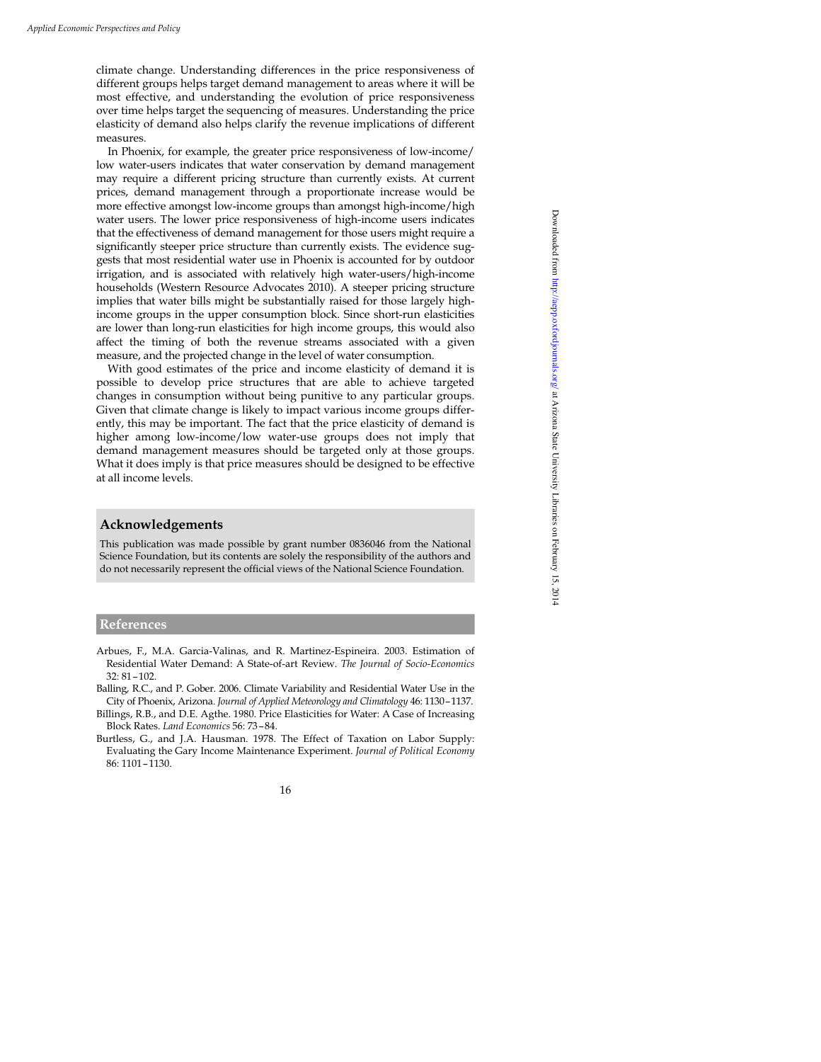climate change. Understanding differences in the price responsiveness of different groups helps target demand management to areas where it will be most effective, and understanding the evolution of price responsiveness over time helps target the sequencing of measures. Understanding the price elasticity of demand also helps clarify the revenue implications of different measures.

In Phoenix, for example, the greater price responsiveness of low-income/low water-users indicates that water conservation by demand management may require a different pricing structure than currently exists. At current prices, demand management through a proportionate increase would be more effective amongst low-income groups than amongst high-income/high water users. The lower price responsiveness of high-income users indicates that the effectiveness of demand management for those users might require a significantly steeper price structure than currently exists. The evidence suggests that most residential water use in Phoenix is accounted for by outdoor irrigation, and is associated with relatively high water-users/high-income households (Western Resource Advocates 2010). A steeper pricing structure implies that water bills might be substantially raised for those largely high-income groups in the upper consumption block. Since short-run elasticities are lower than long-run elasticities for high income groups, this would also affect the timing of both the revenue streams associated with a given measure, and the projected change in the level of water consumption.

With good estimates of the price and income elasticity of demand it is possible to develop price structures that are able to achieve targeted changes in consumption without being punitive to any particular groups. Given that climate change is likely to impact various income groups differently, this may be important. The fact that the price elasticity of demand is higher among low-income/low water-use groups does not imply that demand management measures should be targeted only at those groups. What it does imply is that price measures should be designed to be effective at all income levels.

## Acknowledgements

This publication was made possible by grant number 0836046 from the National Science Foundation, but its contents are solely the responsibility of the authors and do not necessarily represent the official views of the National Science Foundation.

## References

Arbues, F., M.A. Garcia-Valinas, and R. Martinez-Espineira. 2003. Estimation of Residential Water Demand: A State-of-art Review. *The Journal of Socio-Economics* 32: 81–102.

Balling, R.C., and P. Gober. 2006. Climate Variability and Residential Water Use in the City of Phoenix, Arizona. *Journal of Applied Meteorology and Climatology* 46: 1130–1137.

Billings, R.B., and D.E. Agthe. 1980. Price Elasticities for Water: A Case of Increasing Block Rates. *Land Economics* 56: 73–84.

Burtless, G., and J.A. Hausman. 1978. The Effect of Taxation on Labor Supply: Evaluating the Gary Income Maintenance Experiment. *Journal of Political Economy* 86: 1101–1130.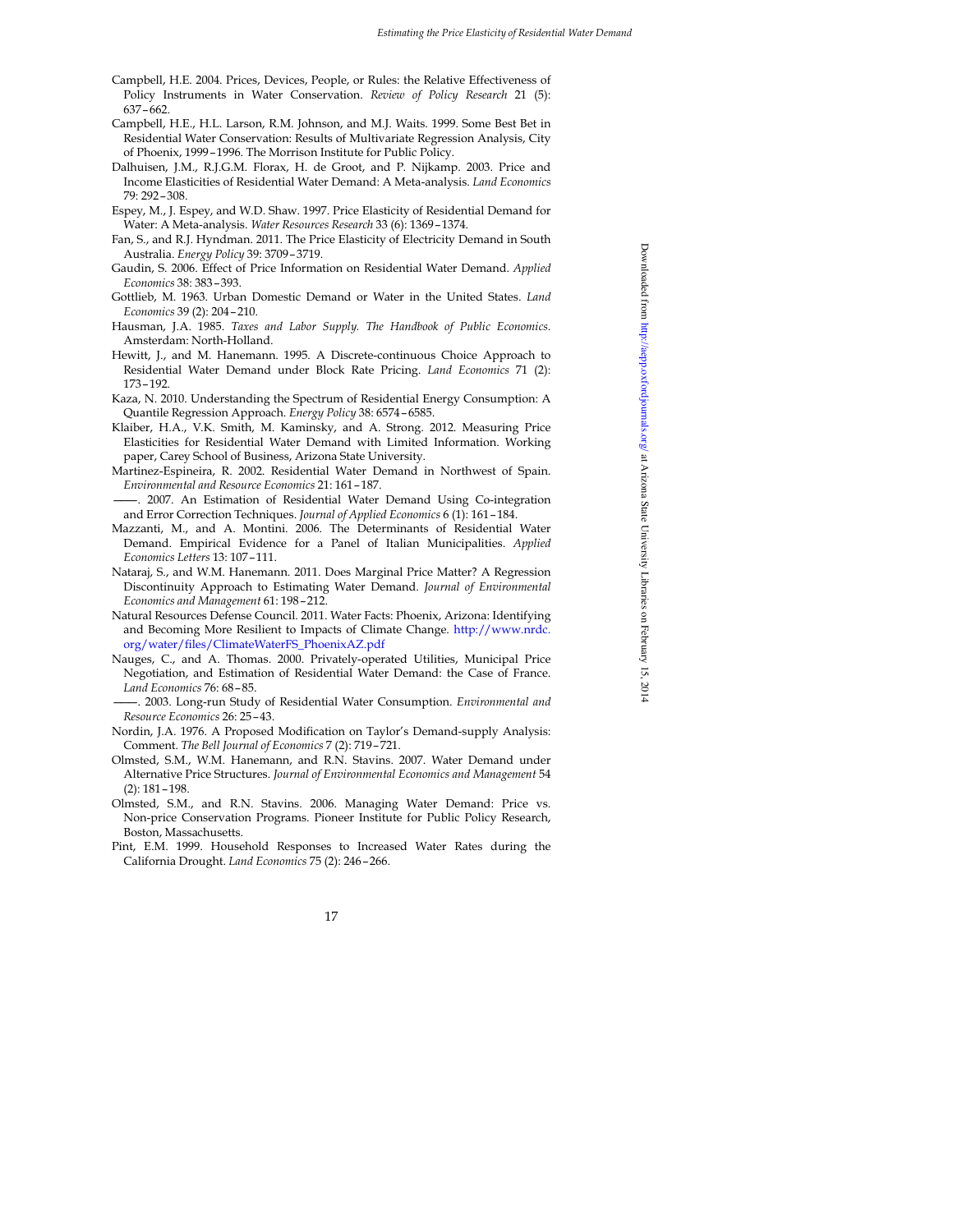Campbell, H.E. 2004. Prices, Devices, People, or Rules: the Relative Effectiveness of Policy Instruments in Water Conservation. *Review of Policy Research* 21 (5): 637–662.

Campbell, H.E., H.L. Larson, R.M. Johnson, and M.J. Waits. 1999. Some Best Bet in Residential Water Conservation: Results of Multivariate Regression Analysis, City of Phoenix, 1999–1996. The Morrison Institute for Public Policy.

Dalhuisen, J.M., R.J.G.M. Florax, H. de Groot, and P. Nijkamp. 2003. Price and Income Elasticities of Residential Water Demand: A Meta-analysis. *Land Economics* 79: 292–308.

Espey, M., J. Espey, and W.D. Shaw. 1997. Price Elasticity of Residential Demand for Water: A Meta-analysis. *Water Resources Research* 33 (6): 1369–1374.

Fan, S., and R.J. Hyndman. 2011. The Price Elasticity of Electricity Demand in South Australia. *Energy Policy* 39: 3709–3719.

Gaudin, S. 2006. Effect of Price Information on Residential Water Demand. *Applied Economics* 38: 383–393.

Gottlieb, M. 1963. Urban Domestic Demand or Water in the United States. *Land Economics* 39 (2): 204–210.

Hausman, J.A. 1985. *Taxes and Labor Supply. The Handbook of Public Economics.* Amsterdam: North-Holland.

Hewitt, J., and M. Hanemann. 1995. A Discrete-continuous Choice Approach to Residential Water Demand under Block Rate Pricing. *Land Economics* 71 (2): 173–192.

Kaza, N. 2010. Understanding the Spectrum of Residential Energy Consumption: A Quantile Regression Approach. *Energy Policy* 38: 6574–6585.

Klaiber, H.A., V.K. Smith, M. Kaminsky, and A. Strong. 2012. Measuring Price Elasticities for Residential Water Demand with Limited Information. Working paper, Carey School of Business, Arizona State University.

Martinez-Espineira, R. 2002. Residential Water Demand in Northwest of Spain. *Environmental and Resource Economics* 21: 161–187.

——. 2007. An Estimation of Residential Water Demand Using Co-integration and Error Correction Techniques. *Journal of Applied Economics* 6 (1): 161–184.

Mazzanti, M., and A. Montini. 2006. The Determinants of Residential Water Demand. Empirical Evidence for a Panel of Italian Municipalities. *Applied Economics Letters* 13: 107–111.

Nataraj, S., and W.M. Hanemann. 2011. Does Marginal Price Matter? A Regression Discontinuity Approach to Estimating Water Demand. *Journal of Environmental Economics and Management* 61: 198–212.

Natural Resources Defense Council. 2011. Water Facts: Phoenix, Arizona: Identifying and Becoming More Resilient to Impacts of Climate Change. http://www.nrdc.org/water/files/ClimateWaterFS_PhoenixAZ.pdf

Nauges, C., and A. Thomas. 2000. Privately-operated Utilities, Municipal Price Negotiation, and Estimation of Residential Water Demand: the Case of France. *Land Economics* 76: 68–85.

——. 2003. Long-run Study of Residential Water Consumption. *Environmental and Resource Economics* 26: 25–43.

Nordin, J.A. 1976. A Proposed Modification on Taylor's Demand-supply Analysis: Comment. *The Bell Journal of Economics* 7 (2): 719–721.

Olmsted, S.M., W.M. Hanemann, and R.N. Stavins. 2007. Water Demand under Alternative Price Structures. *Journal of Environmental Economics and Management* 54 (2): 181–198.

Olmsted, S.M., and R.N. Stavins. 2006. Managing Water Demand: Price vs. Non-price Conservation Programs. Pioneer Institute for Public Policy Research, Boston, Massachusetts.

Pint, E.M. 1999. Household Responses to Increased Water Rates during the California Drought. *Land Economics* 75 (2): 246–266.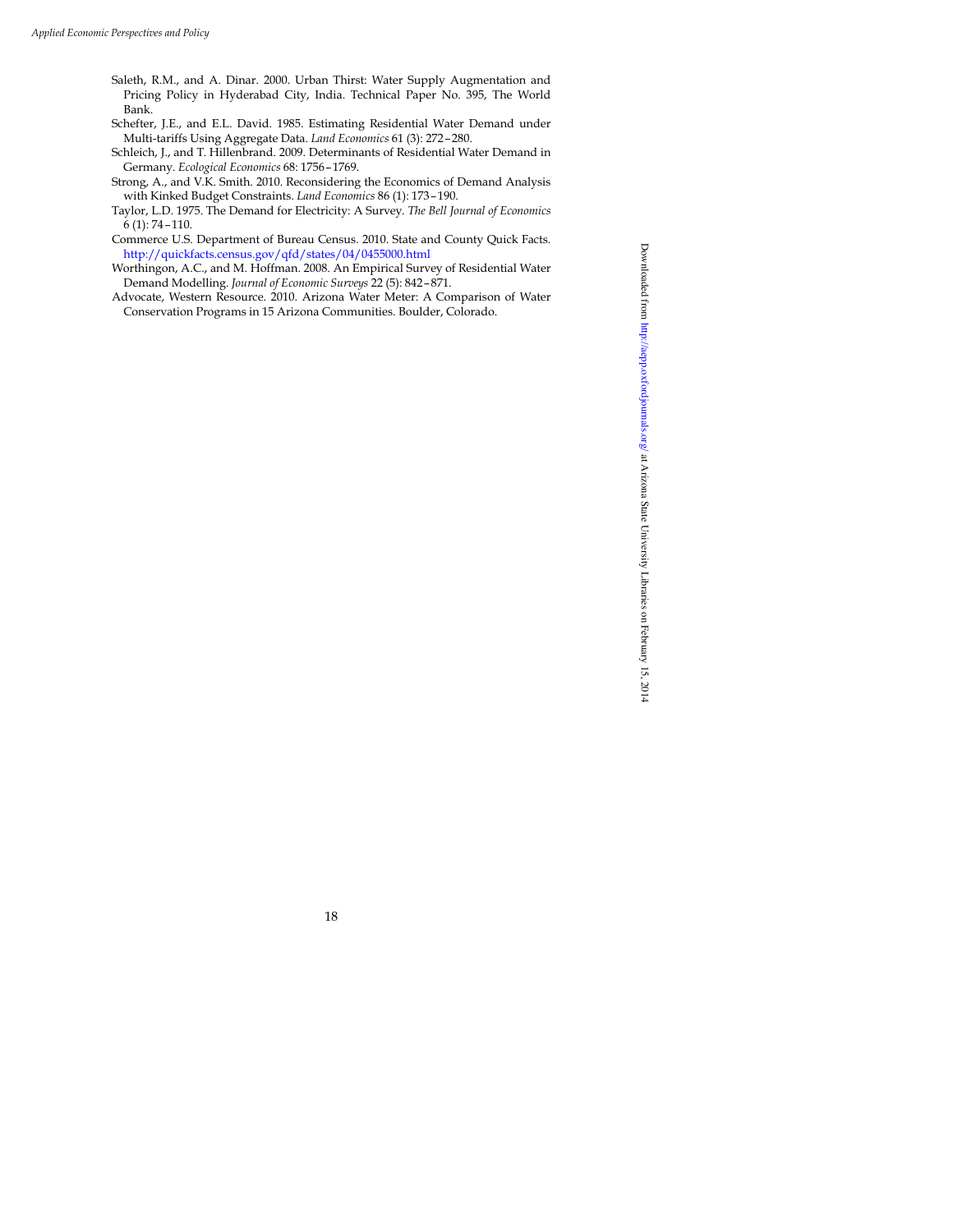Saleth, R.M., and A. Dinar. 2000. Urban Thirst: Water Supply Augmentation and Pricing Policy in Hyderabad City, India. Technical Paper No. 395, The World Bank.

Schefter, J.E., and E.L. David. 1985. Estimating Residential Water Demand under Multi-tariffs Using Aggregate Data. *Land Economics* 61 (3): 272–280.

Schleich, J., and T. Hillenbrand. 2009. Determinants of Residential Water Demand in Germany. *Ecological Economics* 68: 1756–1769.

Strong, A., and V.K. Smith. 2010. Reconsidering the Economics of Demand Analysis with Kinked Budget Constraints. *Land Economics* 86 (1): 173–190.

Taylor, L.D. 1975. The Demand for Electricity: A Survey. *The Bell Journal of Economics* 6 (1): 74–110.

Commerce U.S. Department of Bureau Census. 2010. State and County Quick Facts. http://quickfacts.census.gov/qfd/states/04/0455000.html

Worthingon, A.C., and M. Hoffman. 2008. An Empirical Survey of Residential Water Demand Modelling. *Journal of Economic Surveys* 22 (5): 842–871.

Advocate, Western Resource. 2010. Arizona Water Meter: A Comparison of Water Conservation Programs in 15 Arizona Communities. Boulder, Colorado.